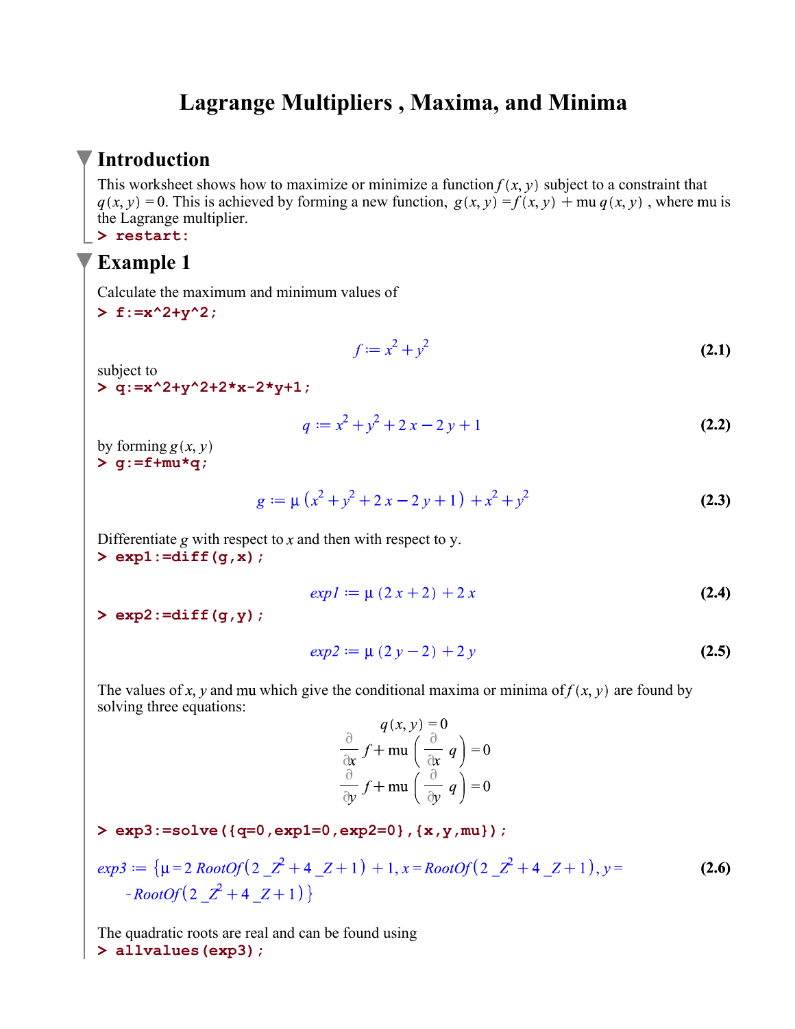# Lagrange Multipliers , Maxima, and Minima

## Introduction

This worksheet shows how to maximize or minimize a function $f(x, y)$ subject to a constraint that $q(x, y) = 0$. This is achieved by forming a new function, $g(x, y) = f(x, y) + \text{mu } q(x, y)$ , where mu is the Lagrange multiplier.

```
> restart:
```

## Example 1

Calculate the maximum and minimum values of

```
> f:=x^2+y^2;
```

$$f := x^2 + y^2 \tag{2.1}$$

subject to

```
> q:=x^2+y^2+2*x-2*y+1;
```

$$q := x^2 + y^2 + 2x - 2y + 1 \tag{2.2}$$

by forming $g(x, y)$

```
> g:=f+mu*q;
```

$$g := \mu\left(x^2 + y^2 + 2x - 2y + 1\right) + x^2 + y^2 \tag{2.3}$$

Differentiate $g$ with respect to $x$ and then with respect to y.

```
> exp1:=diff(g,x);
```

$$exp1 := \mu\,(2x + 2) + 2x \tag{2.4}$$

```
> exp2:=diff(g,y);
```

$$exp2 := \mu\,(2y - 2) + 2y \tag{2.5}$$

The values of $x$, $y$ and mu which give the conditional maxima or minima of $f(x, y)$ are found by solving three equations:

$$q(x, y) = 0$$
$$\frac{\partial}{\partial x} f + \text{mu}\left(\frac{\partial}{\partial x} q\right) = 0$$
$$\frac{\partial}{\partial y} f + \text{mu}\left(\frac{\partial}{\partial y} q\right) = 0$$

```
> exp3:=solve({q=0,exp1=0,exp2=0},{x,y,mu});
```

$$exp3 := \left\{\mu = 2\,RootOf\left(2\_Z^2 + 4\_Z + 1\right) + 1,\, x = RootOf\left(2\_Z^2 + 4\_Z + 1\right),\, y = -RootOf\left(2\_Z^2 + 4\_Z + 1\right)\right\} \tag{2.6}$$

The quadratic roots are real and can be found using

```
> allvalues(exp3);
```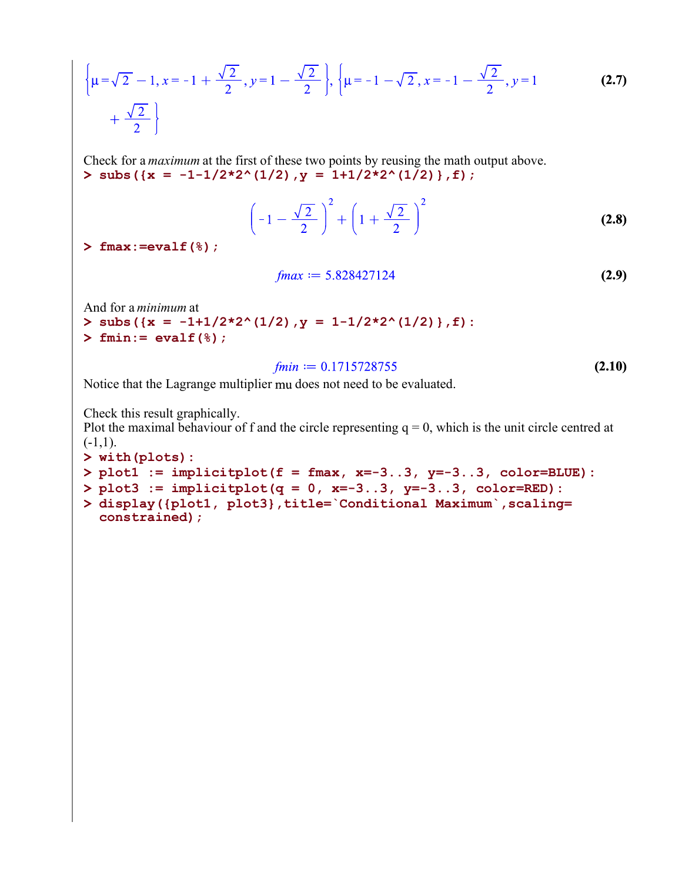$$\left\{\mu=\sqrt{2}-1, x=-1+\frac{\sqrt{2}}{2}, y=1-\frac{\sqrt{2}}{2}\right\}, \left\{\mu=-1-\sqrt{2}, x=-1-\frac{\sqrt{2}}{2}, y=1+\frac{\sqrt{2}}{2}\right\} \tag{2.7}$$

Check for a *maximum* at the first of these two points by reusing the math output above.

```
> subs({x = -1-1/2*2^(1/2),y = 1+1/2*2^(1/2)},f);
```

$$\left(-1-\frac{\sqrt{2}}{2}\right)^2+\left(1+\frac{\sqrt{2}}{2}\right)^2 \tag{2.8}$$

```
> fmax:=evalf(%);
```

$$fmax := 5.828427124 \tag{2.9}$$

And for a *minimum* at

```
> subs({x = -1+1/2*2^(1/2),y = 1-1/2*2^(1/2)},f):
> fmin:= evalf(%);
```

$$fmin := 0.1715728755 \tag{2.10}$$

Notice that the Lagrange multiplier mu does not need to be evaluated.

Check this result graphically.
Plot the maximal behaviour of f and the circle representing q = 0, which is the unit circle centred at (-1,1).

```
> with(plots):
> plot1 := implicitplot(f = fmax, x=-3..3, y=-3..3, color=BLUE):
> plot3 := implicitplot(q = 0, x=-3..3, y=-3..3, color=RED):
> display({plot1, plot3},title=`Conditional Maximum`,scaling=
  constrained);
```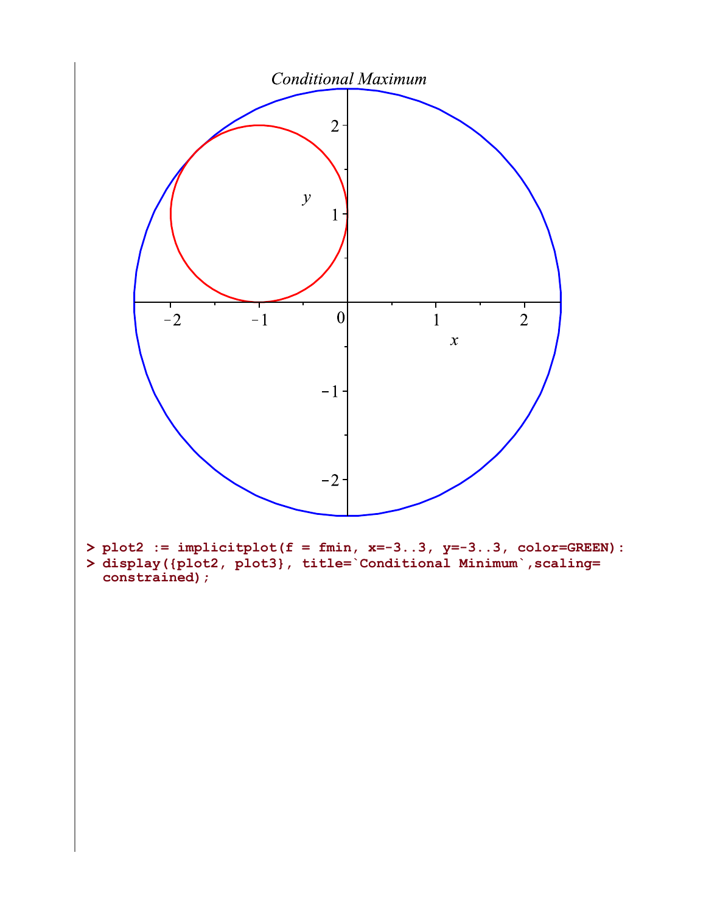*Conditional Maximum*

```
> plot2 := implicitplot(f = fmin, x=-3..3, y=-3..3, color=GREEN):
> display({plot2, plot3}, title=`Conditional Minimum`,scaling=
  constrained);
```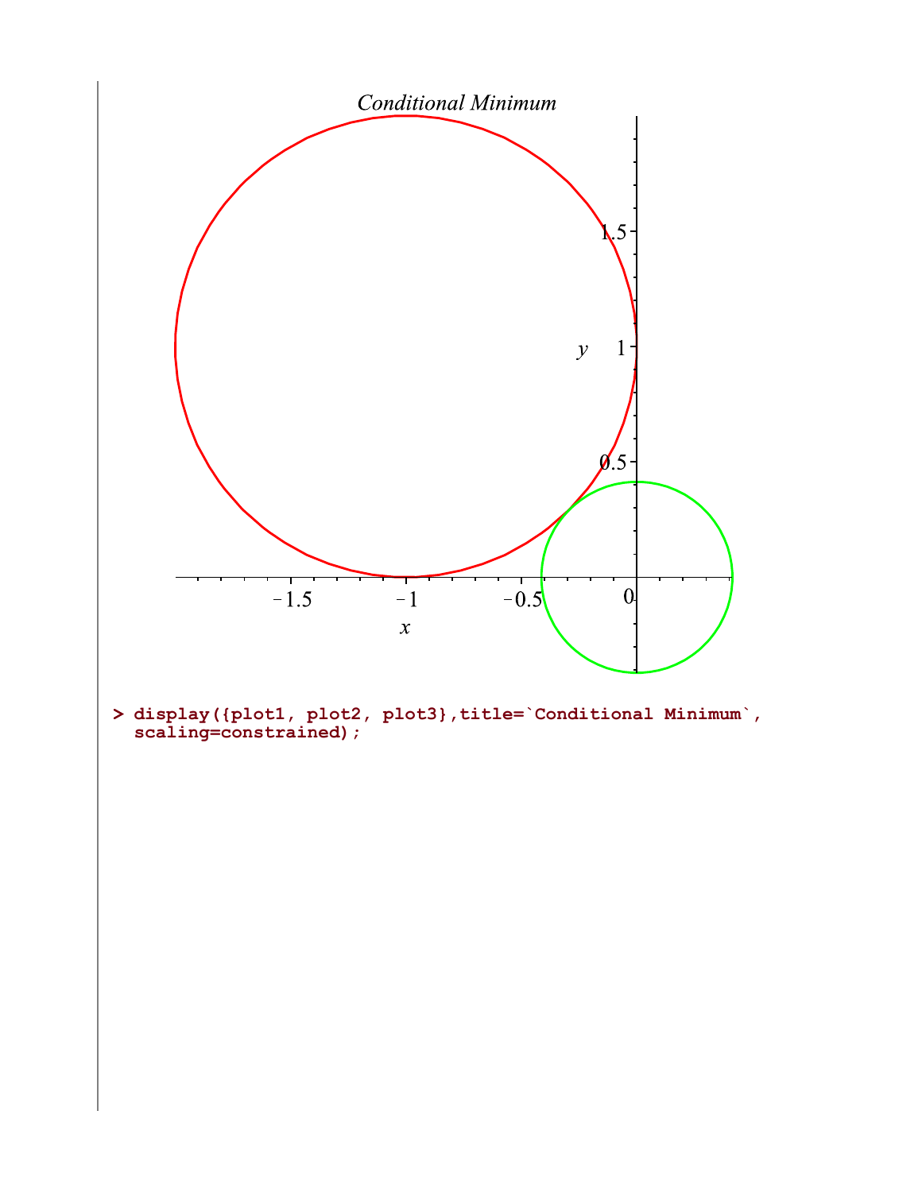```
> display({plot1, plot2, plot3},title=`Conditional Minimum`,
  scaling=constrained);
```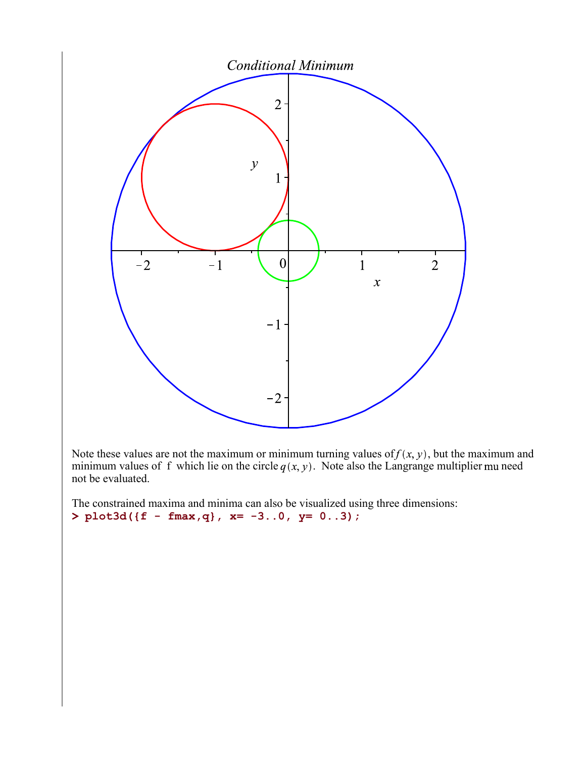Conditional Minimum

Note these values are not the maximum or minimum turning values of $f(x, y)$, but the maximum and minimum values of f which lie on the circle $q(x, y)$. Note also the Langrange multiplier mu need not be evaluated.

The constrained maxima and minima can also be visualized using three dimensions:

```
> plot3d({f - fmax,q}, x= -3..0, y= 0..3);
```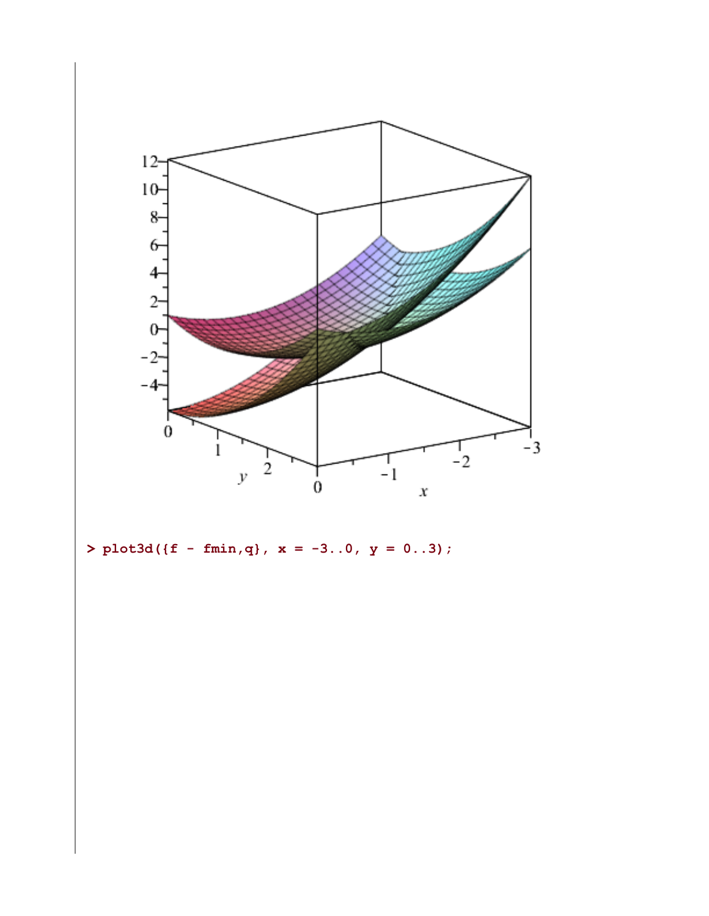```
> plot3d({f - fmin,q}, x = -3..0, y = 0..3);
```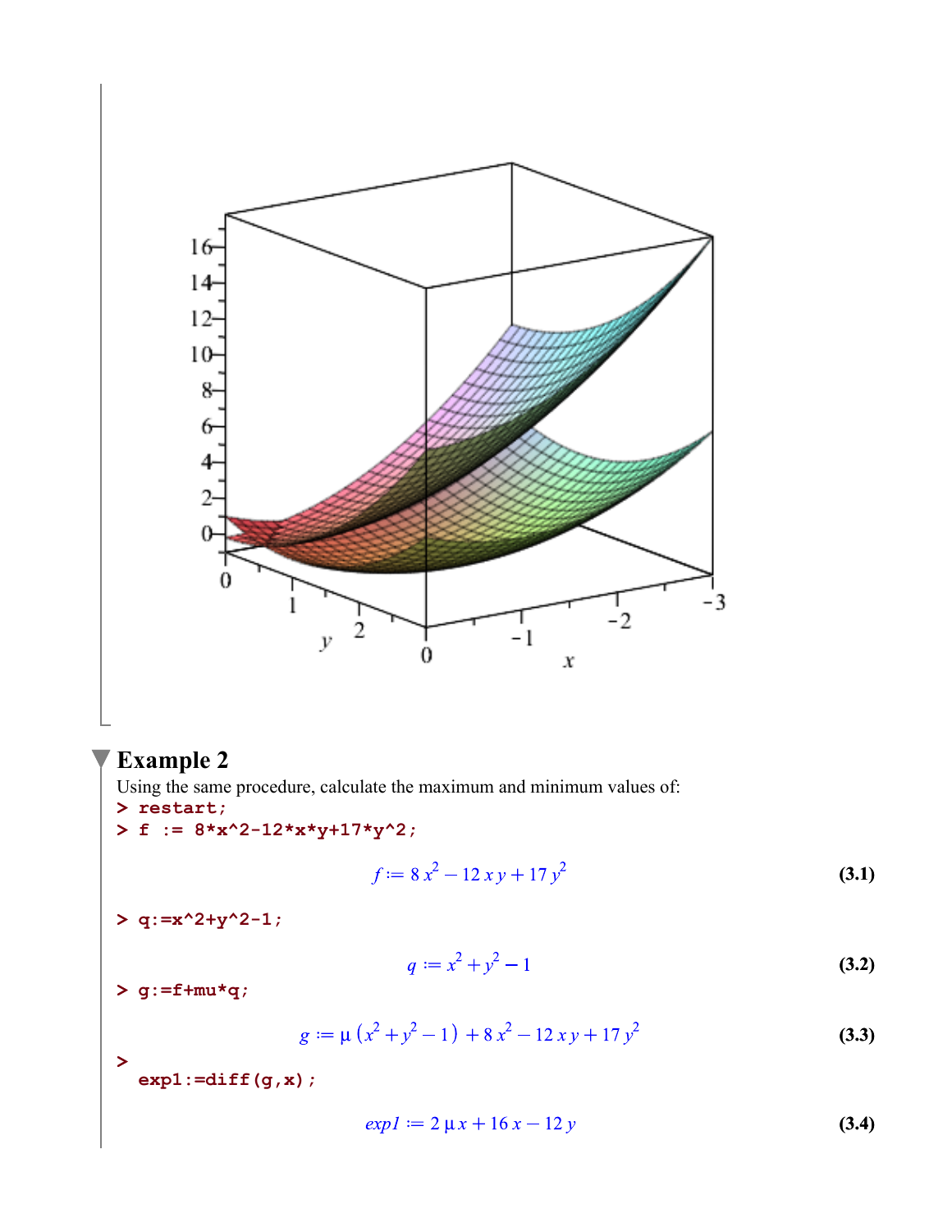## Example 2

Using the same procedure, calculate the maximum and minimum values of:

```
> restart;
> f := 8*x^2-12*x*y+17*y^2;
```

$$f := 8\,x^2 - 12\,x\,y + 17\,y^2 \tag{3.1}$$

```
> q:=x^2+y^2-1;
```

$$q := x^2 + y^2 - 1 \tag{3.2}$$

```
> g:=f+mu*q;
```

$$g := \mu\left(x^2 + y^2 - 1\right) + 8\,x^2 - 12\,x\,y + 17\,y^2 \tag{3.3}$$

```
> exp1:=diff(g,x);
```

$$exp1 := 2\,\mu\,x + 16\,x - 12\,y \tag{3.4}$$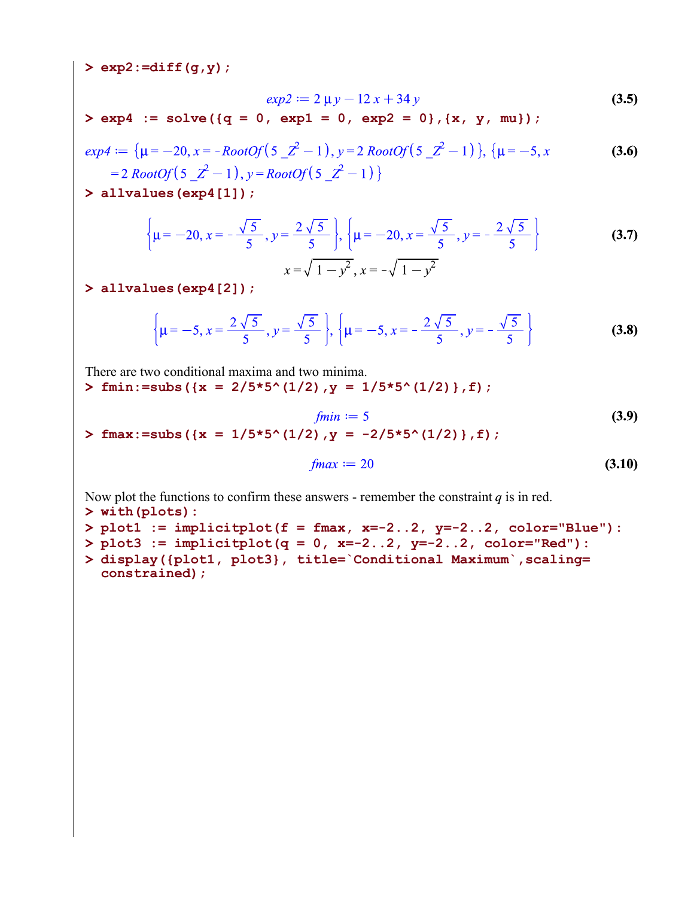```
> exp2:=diff(g,y);
```

$$exp2 := 2\,\mu\, y - 12\,x + 34\,y \tag{3.5}$$

```
> exp4 := solve({q = 0, exp1 = 0, exp2 = 0},{x, y, mu});
```

$$exp4 := \{\mu = -20, x = -RootOf(5\_Z^2 - 1), y = 2\,RootOf(5\_Z^2 - 1)\}, \{\mu = -5, x = 2\,RootOf(5\_Z^2 - 1), y = RootOf(5\_Z^2 - 1)\} \tag{3.6}$$

```
> allvalues(exp4[1]);
```

$$\left\{\mu = -20, x = -\frac{\sqrt{5}}{5}, y = \frac{2\sqrt{5}}{5}\right\}, \left\{\mu = -20, x = \frac{\sqrt{5}}{5}, y = -\frac{2\sqrt{5}}{5}\right\} \tag{3.7}$$

$$x = \sqrt{1 - y^2}, x = -\sqrt{1 - y^2}$$

```
> allvalues(exp4[2]);
```

$$\left\{\mu = -5, x = \frac{2\sqrt{5}}{5}, y = \frac{\sqrt{5}}{5}\right\}, \left\{\mu = -5, x = -\frac{2\sqrt{5}}{5}, y = -\frac{\sqrt{5}}{5}\right\} \tag{3.8}$$

There are two conditional maxima and two minima.

```
> fmin:=subs({x = 2/5*5^(1/2),y = 1/5*5^(1/2)},f);
```

$$fmin := 5 \tag{3.9}$$

```
> fmax:=subs({x = 1/5*5^(1/2),y = -2/5*5^(1/2)},f);
```

$$fmax := 20 \tag{3.10}$$

Now plot the functions to confirm these answers - remember the constraint $q$ is in red.

```
> with(plots):
> plot1 := implicitplot(f = fmax, x=-2..2, y=-2..2, color="Blue"):
> plot3 := implicitplot(q = 0, x=-2..2, y=-2..2, color="Red"):
> display({plot1, plot3}, title=`Conditional Maximum`,scaling=
  constrained);
```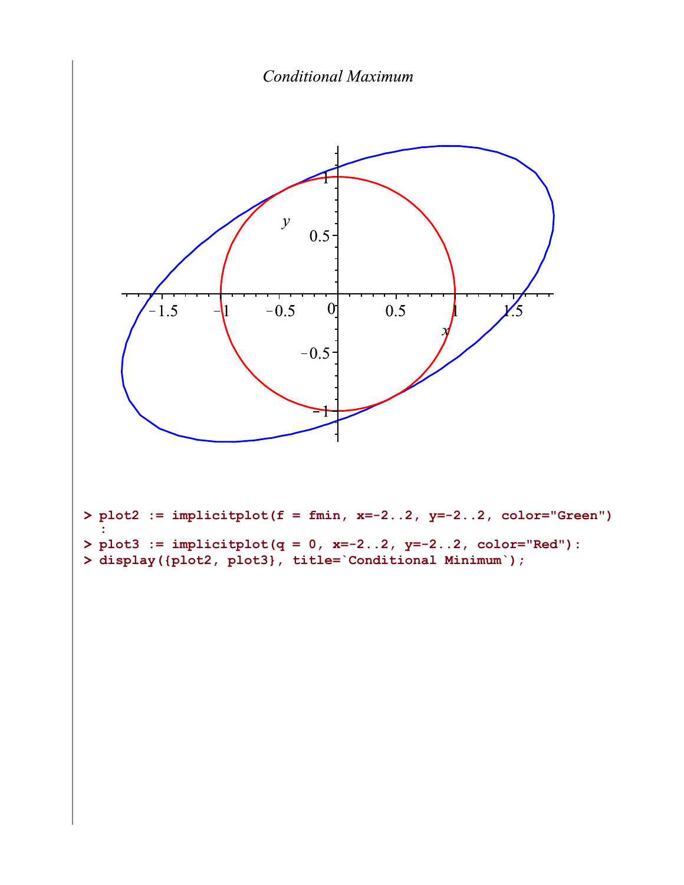*Conditional Maximum*

```
> plot2 := implicitplot(f = fmin, x=-2..2, y=-2..2, color="Green")
  :
> plot3 := implicitplot(q = 0, x=-2..2, y=-2..2, color="Red"):
> display({plot2, plot3}, title=`Conditional Minimum`);
```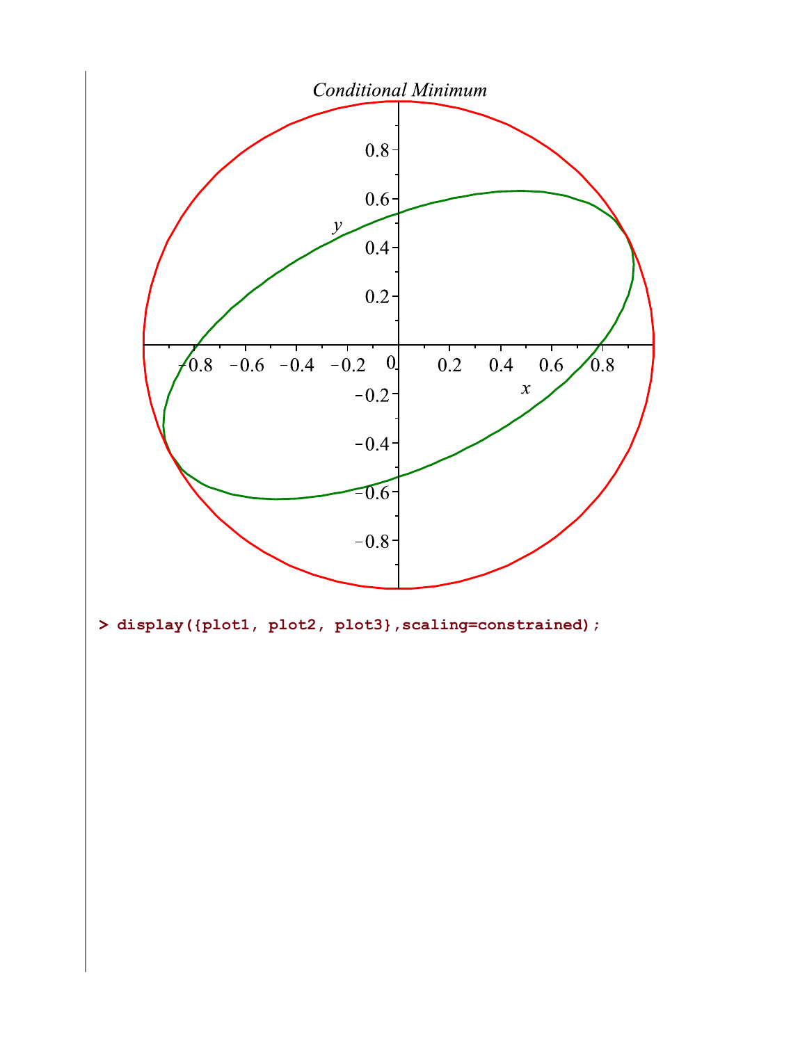*Conditional Minimum*

```
> display({plot1, plot2, plot3},scaling=constrained);
```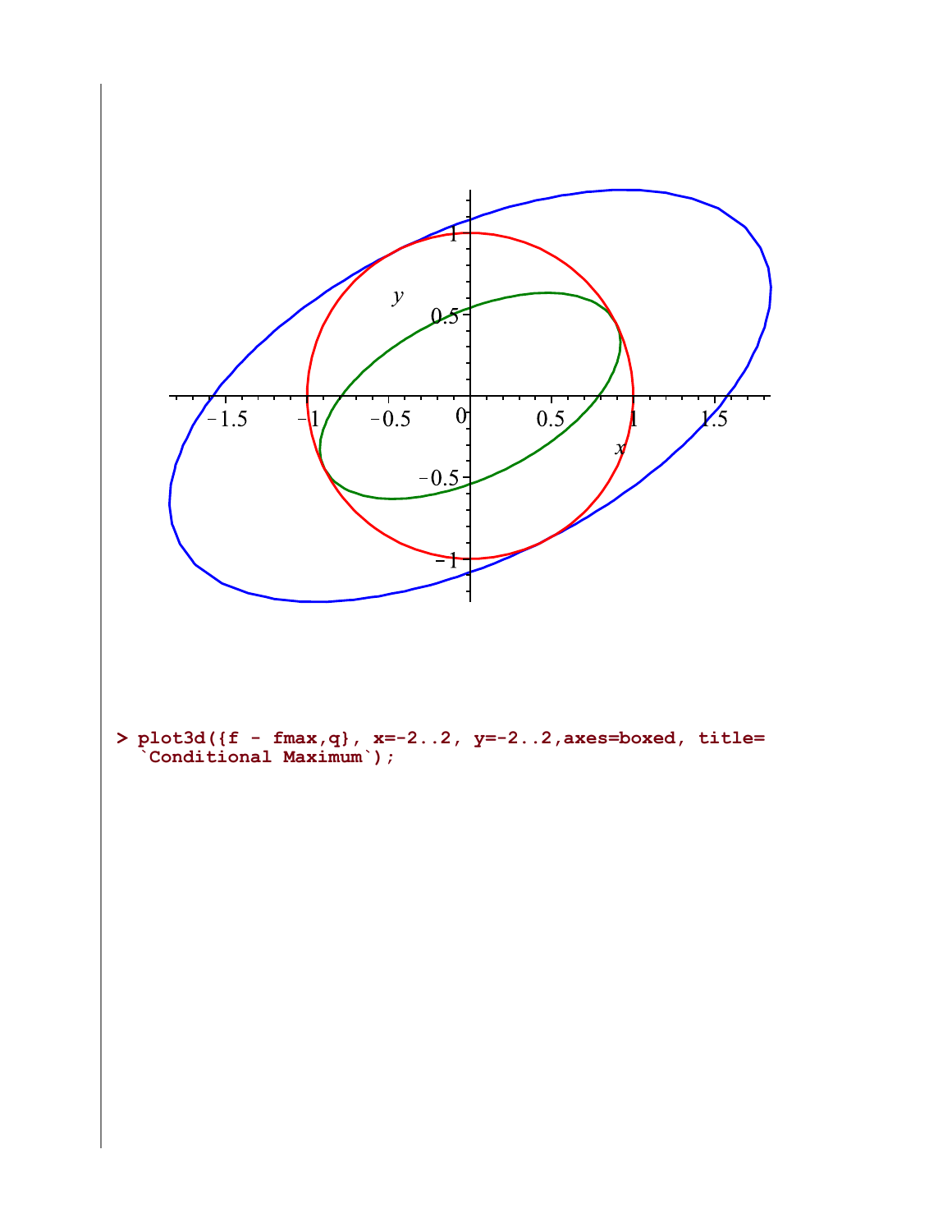```
> plot3d({f - fmax,q}, x=-2..2, y=-2..2,axes=boxed, title=
  `Conditional Maximum`);
```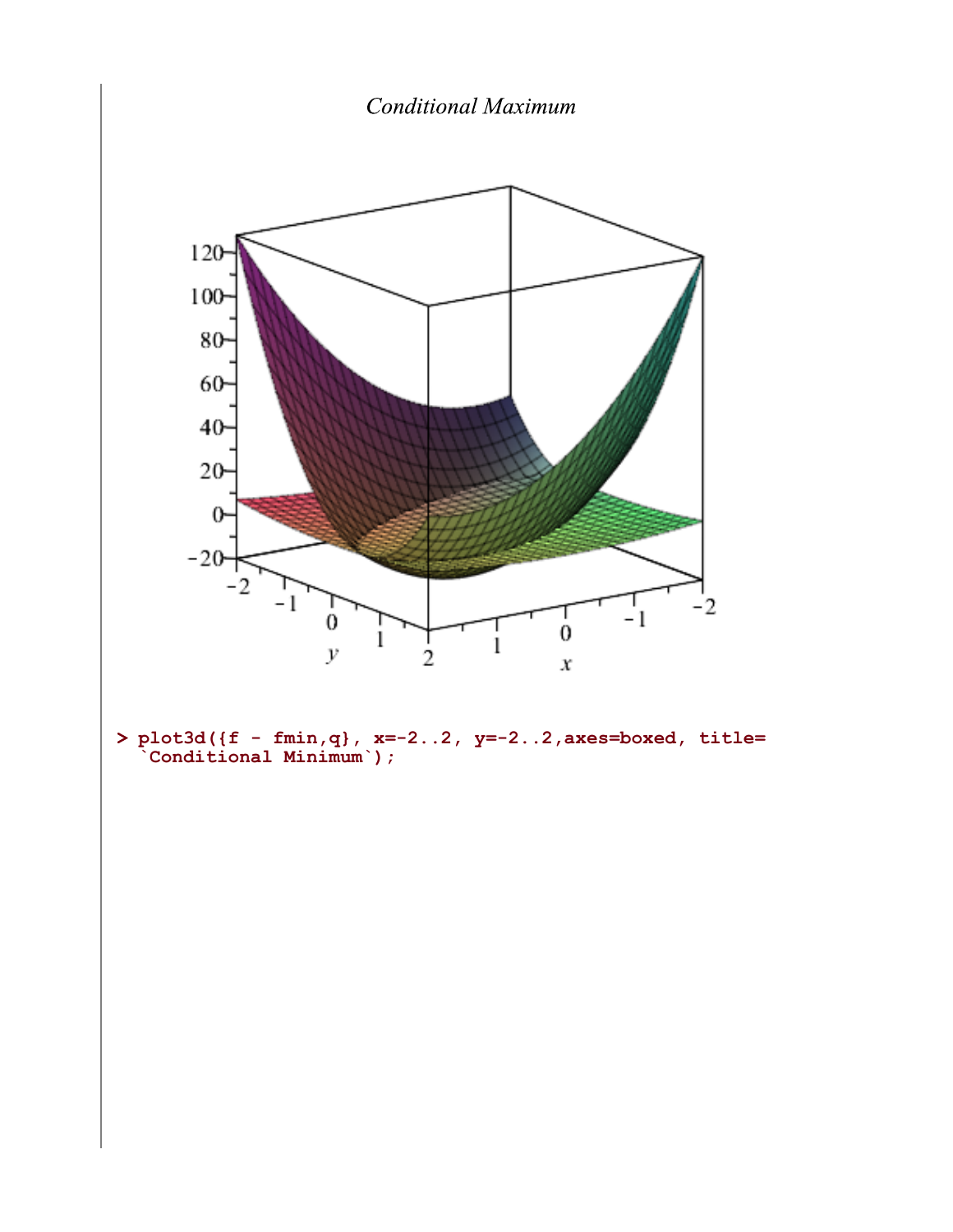*Conditional Maximum*

```
> plot3d({f - fmin,q}, x=-2..2, y=-2..2,axes=boxed, title=
  `Conditional Minimum`);
```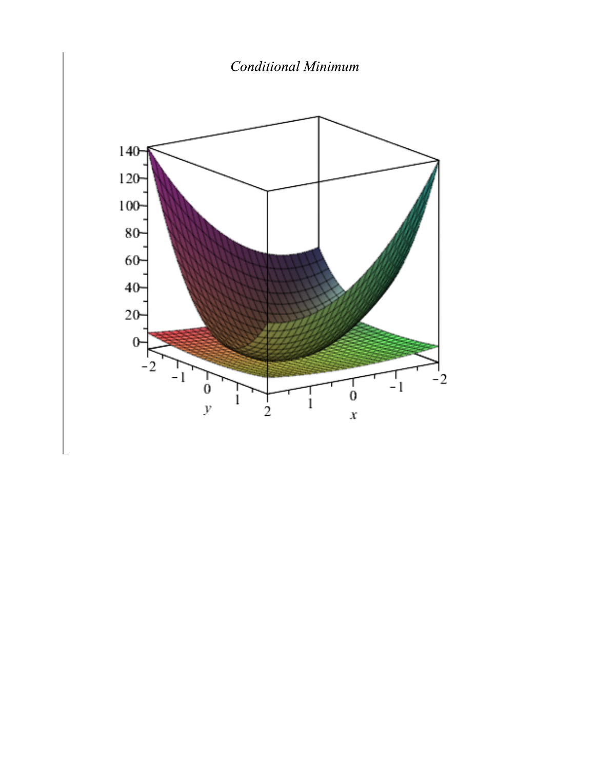*Conditional Minimum*

140
120
100
80
60
40
20
0

−2
−1
0
1
2
y

2
1
0
−1
−2
x